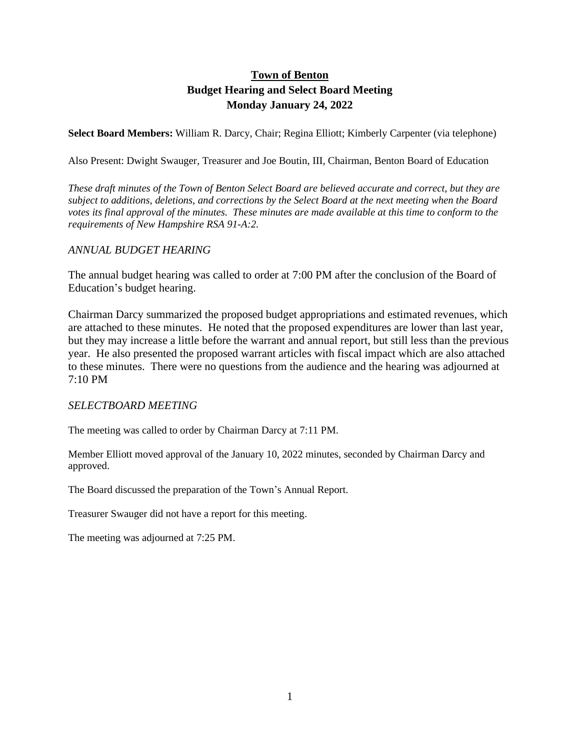# Town of Benton
## Budget Hearing and Select Board Meeting
## Monday January 24, 2022

**Select Board Members:** William R. Darcy, Chair; Regina Elliott; Kimberly Carpenter (via telephone)

Also Present: Dwight Swauger, Treasurer and Joe Boutin, III, Chairman, Benton Board of Education

*These draft minutes of the Town of Benton Select Board are believed accurate and correct, but they are subject to additions, deletions, and corrections by the Select Board at the next meeting when the Board votes its final approval of the minutes. These minutes are made available at this time to conform to the requirements of New Hampshire RSA 91-A:2.*

### *ANNUAL BUDGET HEARING*

The annual budget hearing was called to order at 7:00 PM after the conclusion of the Board of Education's budget hearing.

Chairman Darcy summarized the proposed budget appropriations and estimated revenues, which are attached to these minutes. He noted that the proposed expenditures are lower than last year, but they may increase a little before the warrant and annual report, but still less than the previous year. He also presented the proposed warrant articles with fiscal impact which are also attached to these minutes. There were no questions from the audience and the hearing was adjourned at 7:10 PM

### *SELECTBOARD MEETING*

The meeting was called to order by Chairman Darcy at 7:11 PM.

Member Elliott moved approval of the January 10, 2022 minutes, seconded by Chairman Darcy and approved.

The Board discussed the preparation of the Town's Annual Report.

Treasurer Swauger did not have a report for this meeting.

The meeting was adjourned at 7:25 PM.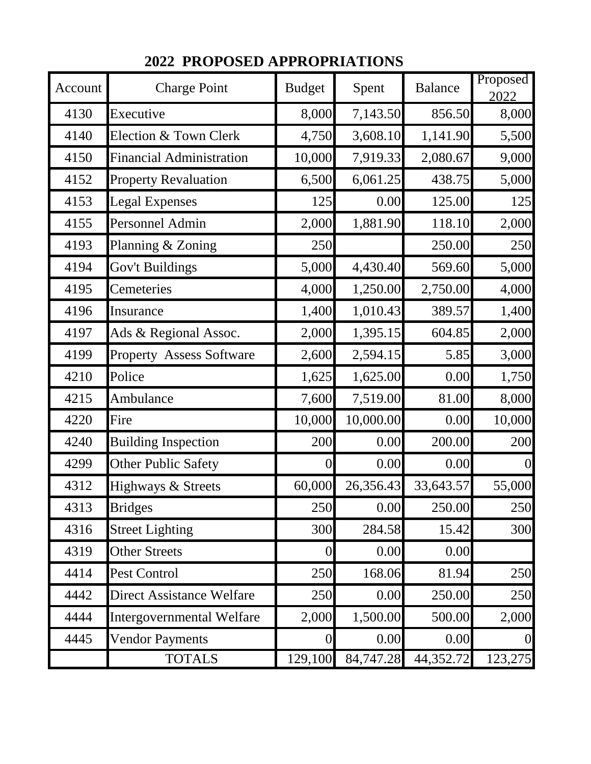## 2022 PROPOSED APPROPRIATIONS

| Account | Charge Point | Budget | Spent | Balance | Proposed 2022 |
|---|---|---|---|---|---|
| 4130 | Executive | 8,000 | 7,143.50 | 856.50 | 8,000 |
| 4140 | Election & Town Clerk | 4,750 | 3,608.10 | 1,141.90 | 5,500 |
| 4150 | Financial Administration | 10,000 | 7,919.33 | 2,080.67 | 9,000 |
| 4152 | Property Revaluation | 6,500 | 6,061.25 | 438.75 | 5,000 |
| 4153 | Legal Expenses | 125 | 0.00 | 125.00 | 125 |
| 4155 | Personnel Admin | 2,000 | 1,881.90 | 118.10 | 2,000 |
| 4193 | Planning & Zoning | 250 | | 250.00 | 250 |
| 4194 | Gov't Buildings | 5,000 | 4,430.40 | 569.60 | 5,000 |
| 4195 | Cemeteries | 4,000 | 1,250.00 | 2,750.00 | 4,000 |
| 4196 | Insurance | 1,400 | 1,010.43 | 389.57 | 1,400 |
| 4197 | Ads & Regional Assoc. | 2,000 | 1,395.15 | 604.85 | 2,000 |
| 4199 | Property Assess Software | 2,600 | 2,594.15 | 5.85 | 3,000 |
| 4210 | Police | 1,625 | 1,625.00 | 0.00 | 1,750 |
| 4215 | Ambulance | 7,600 | 7,519.00 | 81.00 | 8,000 |
| 4220 | Fire | 10,000 | 10,000.00 | 0.00 | 10,000 |
| 4240 | Building Inspection | 200 | 0.00 | 200.00 | 200 |
| 4299 | Other Public Safety | 0 | 0.00 | 0.00 | 0 |
| 4312 | Highways & Streets | 60,000 | 26,356.43 | 33,643.57 | 55,000 |
| 4313 | Bridges | 250 | 0.00 | 250.00 | 250 |
| 4316 | Street Lighting | 300 | 284.58 | 15.42 | 300 |
| 4319 | Other Streets | 0 | 0.00 | 0.00 | |
| 4414 | Pest Control | 250 | 168.06 | 81.94 | 250 |
| 4442 | Direct Assistance Welfare | 250 | 0.00 | 250.00 | 250 |
| 4444 | Intergovernmental Welfare | 2,000 | 1,500.00 | 500.00 | 2,000 |
| 4445 | Vendor Payments | 0 | 0.00 | 0.00 | 0 |
| | TOTALS | 129,100 | 84,747.28 | 44,352.72 | 123,275 |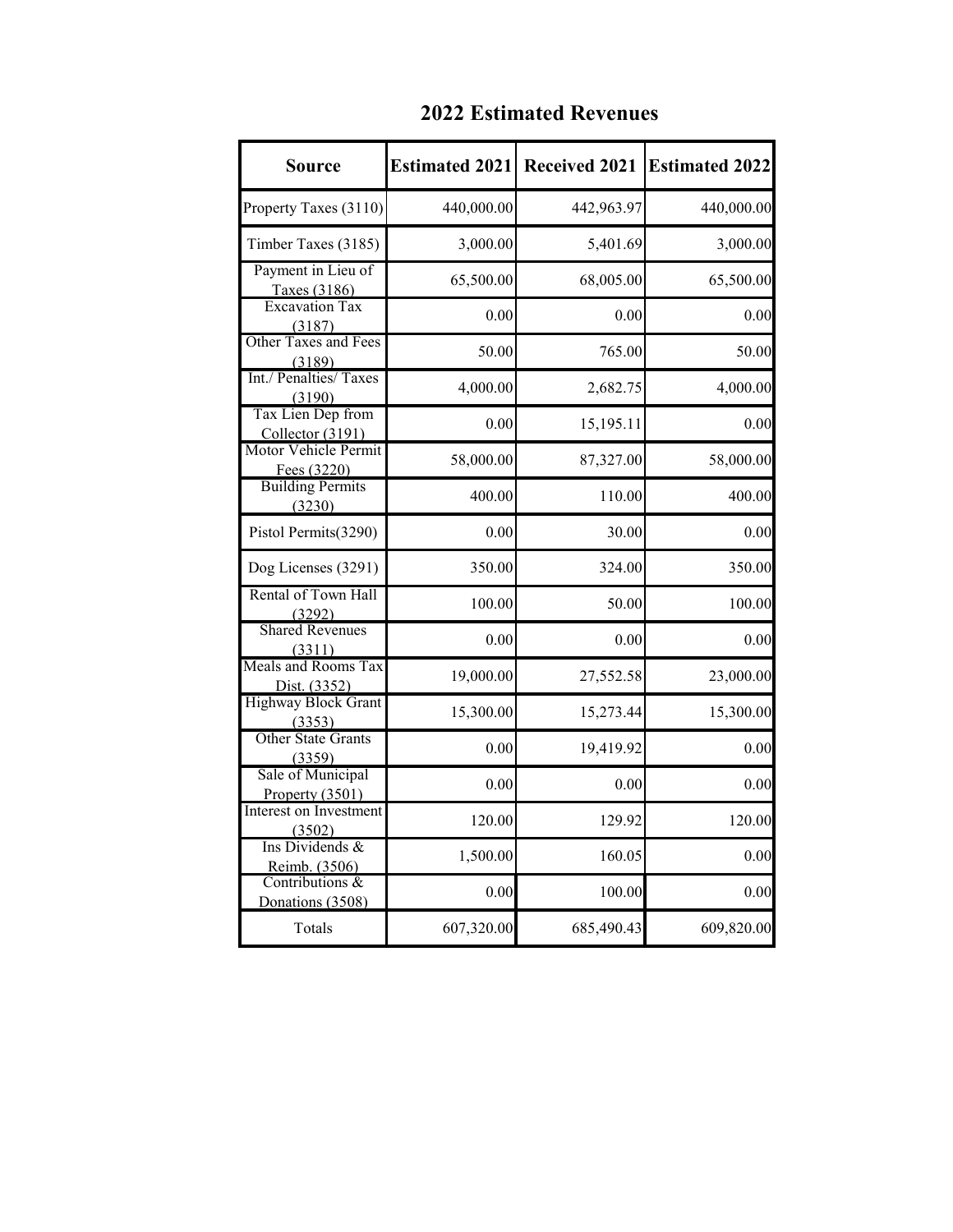## 2022 Estimated Revenues

| Source | Estimated 2021 | Received 2021 | Estimated 2022 |
|---|---|---|---|
| Property Taxes (3110) | 440,000.00 | 442,963.97 | 440,000.00 |
| Timber Taxes (3185) | 3,000.00 | 5,401.69 | 3,000.00 |
| Payment in Lieu of Taxes (3186) | 65,500.00 | 68,005.00 | 65,500.00 |
| Excavation Tax (3187) | 0.00 | 0.00 | 0.00 |
| Other Taxes and Fees (3189) | 50.00 | 765.00 | 50.00 |
| Int./ Penalties/ Taxes (3190) | 4,000.00 | 2,682.75 | 4,000.00 |
| Tax Lien Dep from Collector (3191) | 0.00 | 15,195.11 | 0.00 |
| Motor Vehicle Permit Fees (3220) | 58,000.00 | 87,327.00 | 58,000.00 |
| Building Permits (3230) | 400.00 | 110.00 | 400.00 |
| Pistol Permits(3290) | 0.00 | 30.00 | 0.00 |
| Dog Licenses (3291) | 350.00 | 324.00 | 350.00 |
| Rental of Town Hall (3292) | 100.00 | 50.00 | 100.00 |
| Shared Revenues (3311) | 0.00 | 0.00 | 0.00 |
| Meals and Rooms Tax Dist. (3352) | 19,000.00 | 27,552.58 | 23,000.00 |
| Highway Block Grant (3353) | 15,300.00 | 15,273.44 | 15,300.00 |
| Other State Grants (3359) | 0.00 | 19,419.92 | 0.00 |
| Sale of Municipal Property (3501) | 0.00 | 0.00 | 0.00 |
| Interest on Investment (3502) | 120.00 | 129.92 | 120.00 |
| Ins Dividends & Reimb. (3506) | 1,500.00 | 160.05 | 0.00 |
| Contributions & Donations (3508) | 0.00 | 100.00 | 0.00 |
| Totals | 607,320.00 | 685,490.43 | 609,820.00 |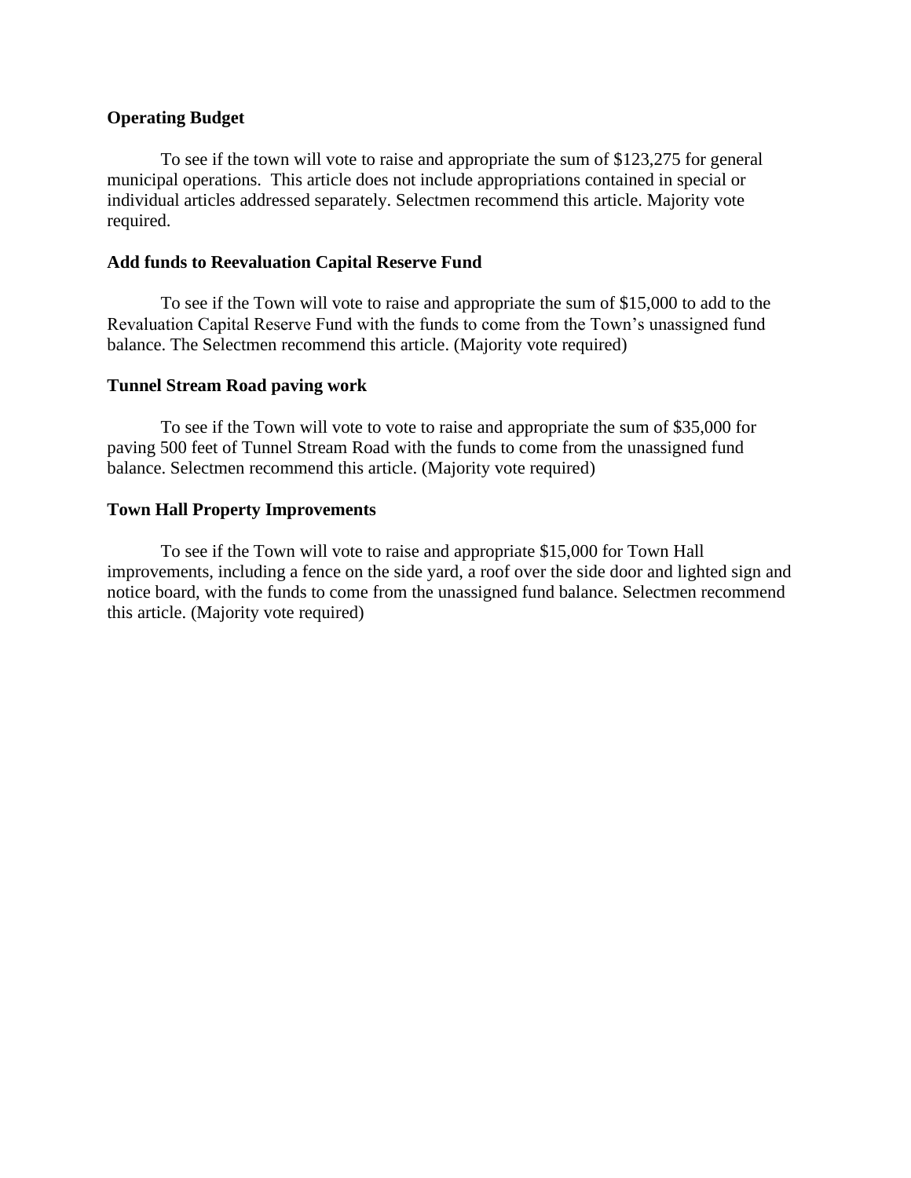**Operating Budget**

To see if the town will vote to raise and appropriate the sum of $123,275 for general municipal operations. This article does not include appropriations contained in special or individual articles addressed separately. Selectmen recommend this article. Majority vote required.

**Add funds to Reevaluation Capital Reserve Fund**

To see if the Town will vote to raise and appropriate the sum of $15,000 to add to the Revaluation Capital Reserve Fund with the funds to come from the Town's unassigned fund balance. The Selectmen recommend this article. (Majority vote required)

**Tunnel Stream Road paving work**

To see if the Town will vote to vote to raise and appropriate the sum of $35,000 for paving 500 feet of Tunnel Stream Road with the funds to come from the unassigned fund balance. Selectmen recommend this article. (Majority vote required)

**Town Hall Property Improvements**

To see if the Town will vote to raise and appropriate $15,000 for Town Hall improvements, including a fence on the side yard, a roof over the side door and lighted sign and notice board, with the funds to come from the unassigned fund balance. Selectmen recommend this article. (Majority vote required)